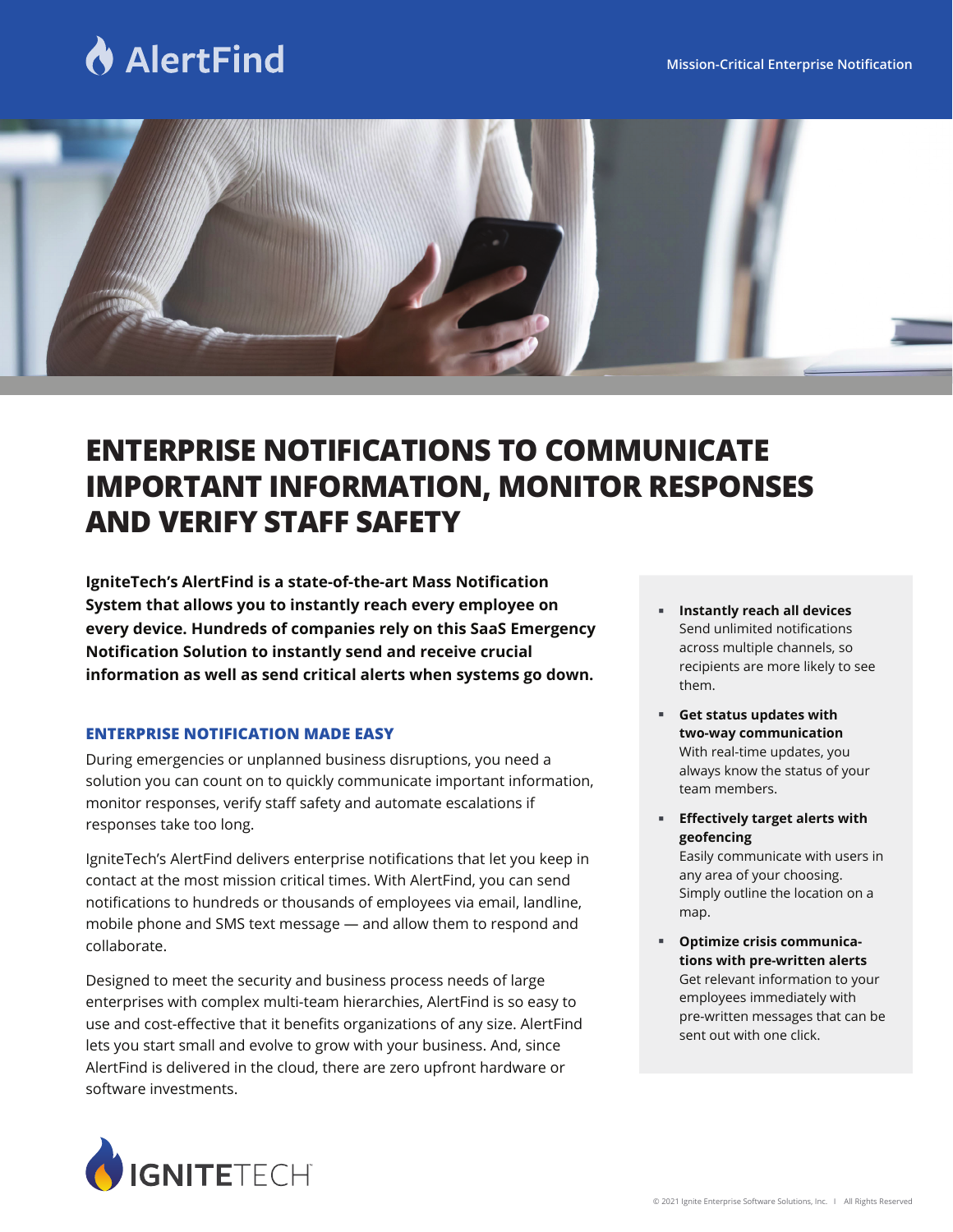# AlertFind

Mission-Critical Enterprise Notification

## ENTERPRISE NOTIFICATIONS TO COMMUNICATE IMPORTANT INFORMATION, MONITOR RESPONSES AND VERIFY STAFF SAFETY

**IgniteTech's AlertFind is a state-of-the-art Mass Notification System that allows you to instantly reach every employee on every device. Hundreds of companies rely on this SaaS Emergency Notification Solution to instantly send and receive crucial information as well as send critical alerts when systems go down.**

### ENTERPRISE NOTIFICATION MADE EASY

During emergencies or unplanned business disruptions, you need a solution you can count on to quickly communicate important information, monitor responses, verify staff safety and automate escalations if responses take too long.

IgniteTech's AlertFind delivers enterprise notifications that let you keep in contact at the most mission critical times. With AlertFind, you can send notifications to hundreds or thousands of employees via email, landline, mobile phone and SMS text message — and allow them to respond and collaborate.

Designed to meet the security and business process needs of large enterprises with complex multi-team hierarchies, AlertFind is so easy to use and cost-effective that it benefits organizations of any size. AlertFind lets you start small and evolve to grow with your business. And, since AlertFind is delivered in the cloud, there are zero upfront hardware or software investments.

- **Instantly reach all devices**
  Send unlimited notifications across multiple channels, so recipients are more likely to see them.
- **Get status updates with two-way communication**
  With real-time updates, you always know the status of your team members.
- **Effectively target alerts with geofencing**
  Easily communicate with users in any area of your choosing. Simply outline the location on a map.
- **Optimize crisis communications with pre-written alerts**
  Get relevant information to your employees immediately with pre-written messages that can be sent out with one click.

IGNITETECH

© 2021 Ignite Enterprise Software Solutions, Inc. | All Rights Reserved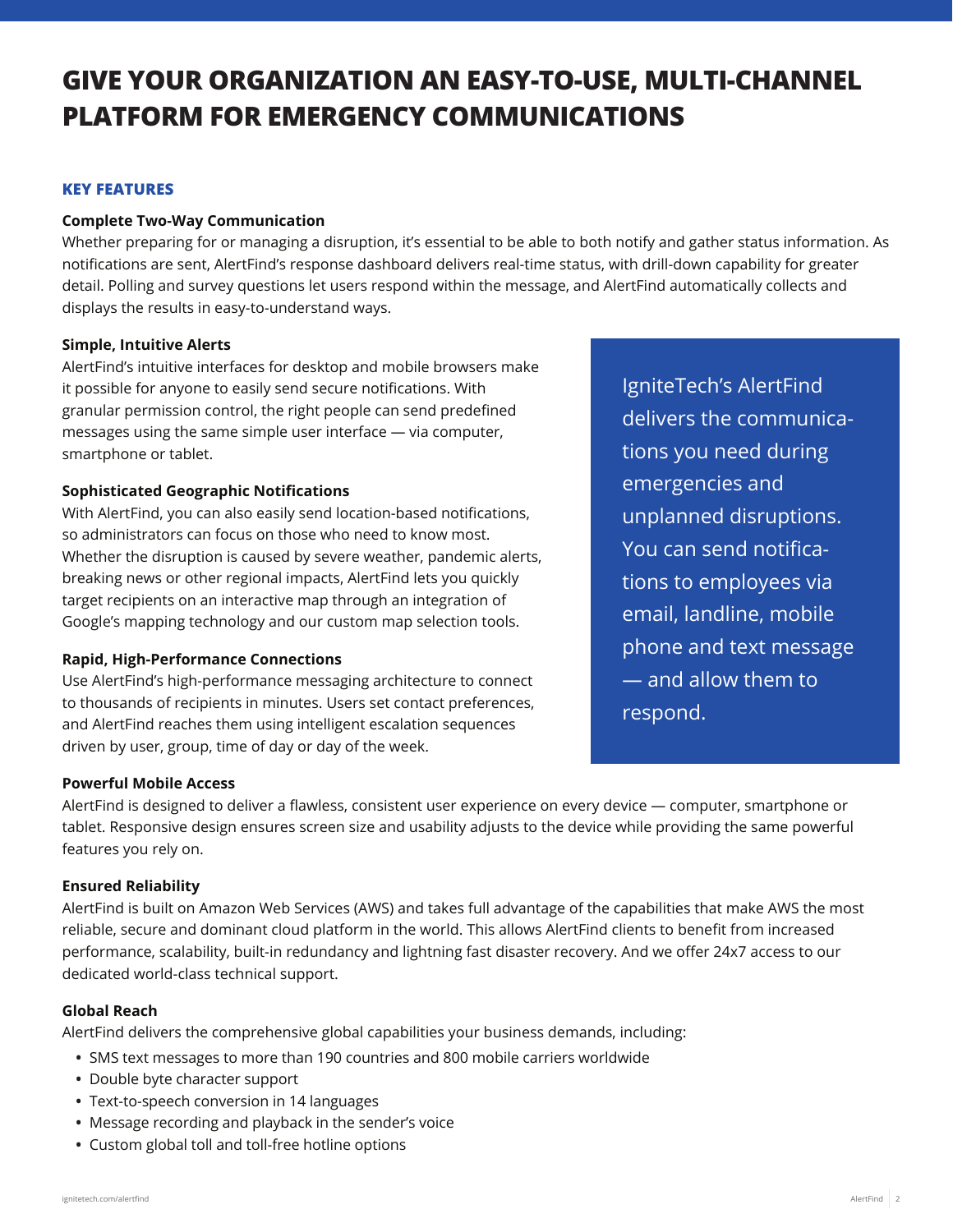# GIVE YOUR ORGANIZATION AN EASY-TO-USE, MULTI-CHANNEL PLATFORM FOR EMERGENCY COMMUNICATIONS

## KEY FEATURES

**Complete Two-Way Communication**

Whether preparing for or managing a disruption, it's essential to be able to both notify and gather status information. As notifications are sent, AlertFind's response dashboard delivers real-time status, with drill-down capability for greater detail. Polling and survey questions let users respond within the message, and AlertFind automatically collects and displays the results in easy-to-understand ways.

**Simple, Intuitive Alerts**

AlertFind's intuitive interfaces for desktop and mobile browsers make it possible for anyone to easily send secure notifications. With granular permission control, the right people can send predefined messages using the same simple user interface — via computer, smartphone or tablet.

**Sophisticated Geographic Notifications**

With AlertFind, you can also easily send location-based notifications, so administrators can focus on those who need to know most. Whether the disruption is caused by severe weather, pandemic alerts, breaking news or other regional impacts, AlertFind lets you quickly target recipients on an interactive map through an integration of Google's mapping technology and our custom map selection tools.

**Rapid, High-Performance Connections**

Use AlertFind's high-performance messaging architecture to connect to thousands of recipients in minutes. Users set contact preferences, and AlertFind reaches them using intelligent escalation sequences driven by user, group, time of day or day of the week.

IgniteTech's AlertFind delivers the communications you need during emergencies and unplanned disruptions. You can send notifications to employees via email, landline, mobile phone and text message — and allow them to respond.

**Powerful Mobile Access**

AlertFind is designed to deliver a flawless, consistent user experience on every device — computer, smartphone or tablet. Responsive design ensures screen size and usability adjusts to the device while providing the same powerful features you rely on.

**Ensured Reliability**

AlertFind is built on Amazon Web Services (AWS) and takes full advantage of the capabilities that make AWS the most reliable, secure and dominant cloud platform in the world. This allows AlertFind clients to benefit from increased performance, scalability, built-in redundancy and lightning fast disaster recovery. And we offer 24x7 access to our dedicated world-class technical support.

**Global Reach**

AlertFind delivers the comprehensive global capabilities your business demands, including:

- SMS text messages to more than 190 countries and 800 mobile carriers worldwide
- Double byte character support
- Text-to-speech conversion in 14 languages
- Message recording and playback in the sender's voice
- Custom global toll and toll-free hotline options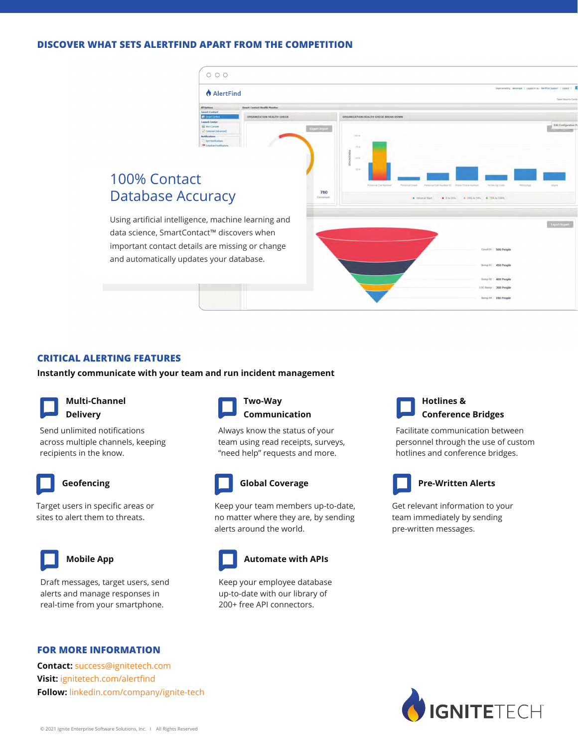## DISCOVER WHAT SETS ALERTFIND APART FROM THE COMPETITION

### 100% Contact Database Accuracy

Using artificial intelligence, machine learning and data science, SmartContact™ discovers when important contact details are missing or change and automatically updates your database.

## CRITICAL ALERTING FEATURES

**Instantly communicate with your team and run incident management**

### Multi-Channel Delivery

Send unlimited notifications across multiple channels, keeping recipients in the know.

### Two-Way Communication

Always know the status of your team using read receipts, surveys, “need help” requests and more.

### Hotlines & Conference Bridges

Facilitate communication between personnel through the use of custom hotlines and conference bridges.

### Geofencing

Target users in specific areas or sites to alert them to threats.

### Global Coverage

Keep your team members up-to-date, no matter where they are, by sending alerts around the world.

### Pre-Written Alerts

Get relevant information to your team immediately by sending pre-written messages.

### Mobile App

Draft messages, target users, send alerts and manage responses in real-time from your smartphone.

### Automate with APIs

Keep your employee database up-to-date with our library of 200+ free API connectors.

## FOR MORE INFORMATION

**Contact:** success@ignitetech.com
**Visit:** ignitetech.com/alertfind
**Follow:** linkedin.com/company/ignite-tech

IGNITETECH

© 2021 Ignite Enterprise Software Solutions, Inc. | All Rights Reserved